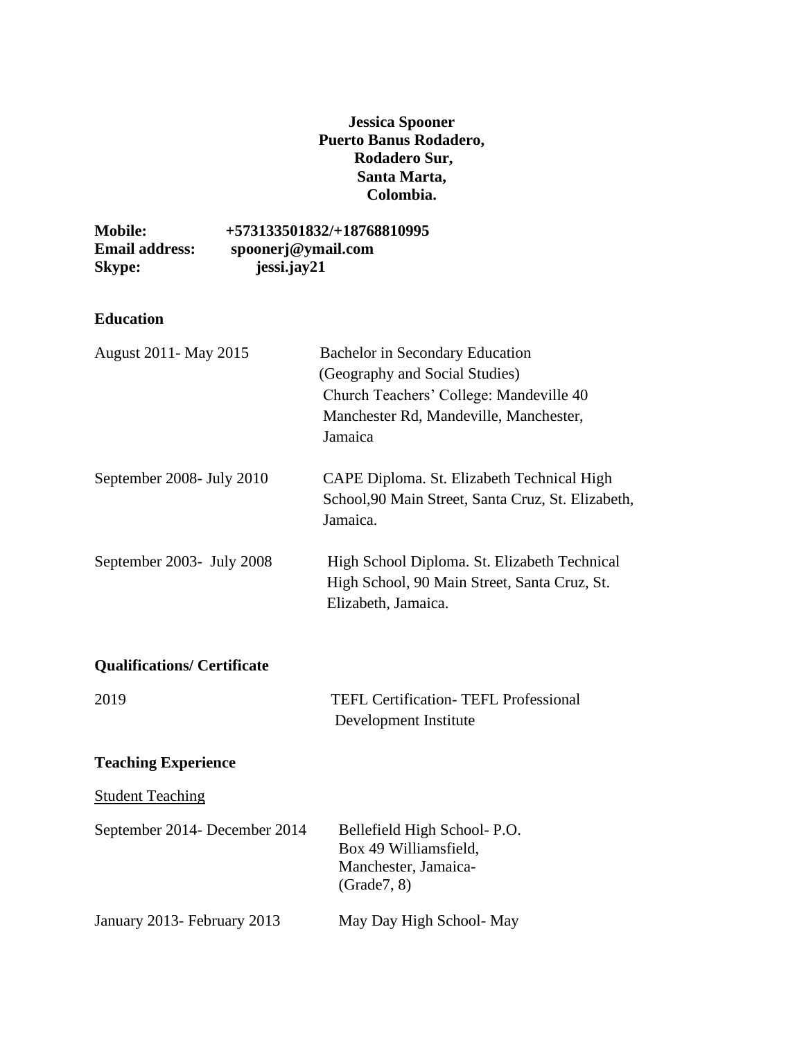**Jessica Spooner**
**Puerto Banus Rodadero,**
**Rodadero Sur,**
**Santa Marta,**
**Colombia.**

**Mobile:** +573133501832/+18768810995
**Email address:** spoonerj@ymail.com
**Skype:** jessi.jay21

## Education

| | |
|---|---|
| August 2011- May 2015 | Bachelor in Secondary Education (Geography and Social Studies) Church Teachers' College: Mandeville 40 Manchester Rd, Mandeville, Manchester, Jamaica |
| September 2008- July 2010 | CAPE Diploma. St. Elizabeth Technical High School,90 Main Street, Santa Cruz, St. Elizabeth, Jamaica. |
| September 2003- July 2008 | High School Diploma. St. Elizabeth Technical High School, 90 Main Street, Santa Cruz, St. Elizabeth, Jamaica. |

## Qualifications/ Certificate

| | |
|---|---|
| 2019 | TEFL Certification- TEFL Professional Development Institute |

## Teaching Experience

Student Teaching

| | |
|---|---|
| September 2014- December 2014 | Bellefield High School- P.O. Box 49 Williamsfield, Manchester, Jamaica- (Grade7, 8) |
| January 2013- February 2013 | May Day High School- May |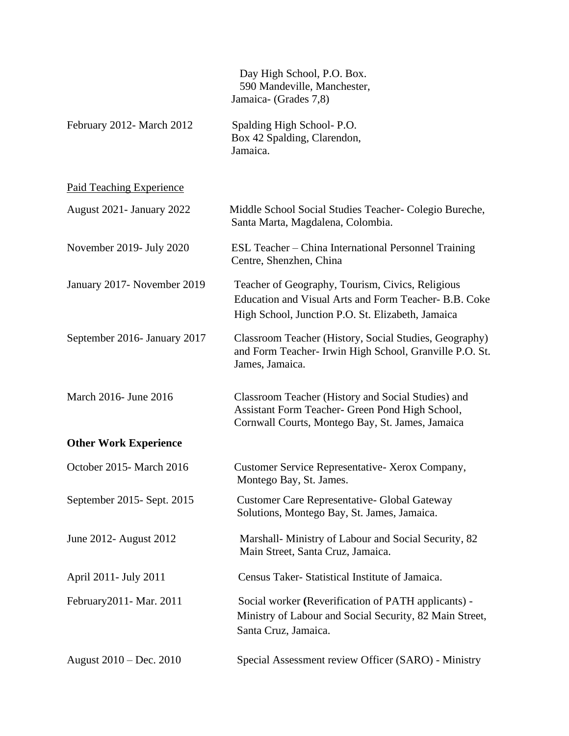| | |
|---|---|
| | Day High School, P.O. Box. 590 Mandeville, Manchester, Jamaica- (Grades 7,8) |
| February 2012- March 2012 | Spalding High School- P.O. Box 42 Spalding, Clarendon, Jamaica. |

<u>Paid Teaching Experience</u>

| | |
|---|---|
| August 2021- January 2022 | Middle School Social Studies Teacher- Colegio Bureche, Santa Marta, Magdalena, Colombia. |
| November 2019- July 2020 | ESL Teacher – China International Personnel Training Centre, Shenzhen, China |
| January 2017- November 2019 | Teacher of Geography, Tourism, Civics, Religious Education and Visual Arts and Form Teacher- B.B. Coke High School, Junction P.O. St. Elizabeth, Jamaica |
| September 2016- January 2017 | Classroom Teacher (History, Social Studies, Geography) and Form Teacher- Irwin High School, Granville P.O. St. James, Jamaica. |
| March 2016- June 2016 | Classroom Teacher (History and Social Studies) and Assistant Form Teacher- Green Pond High School, Cornwall Courts, Montego Bay, St. James, Jamaica |

**Other Work Experience**

| | |
|---|---|
| October 2015- March 2016 | Customer Service Representative- Xerox Company, Montego Bay, St. James. |
| September 2015- Sept. 2015 | Customer Care Representative- Global Gateway Solutions, Montego Bay, St. James, Jamaica. |
| June 2012- August 2012 | Marshall- Ministry of Labour and Social Security, 82 Main Street, Santa Cruz, Jamaica. |
| April 2011- July 2011 | Census Taker- Statistical Institute of Jamaica. |
| February2011- Mar. 2011 | Social worker **(**Reverification of PATH applicants) - Ministry of Labour and Social Security, 82 Main Street, Santa Cruz, Jamaica. |
| August 2010 – Dec. 2010 | Special Assessment review Officer (SARO) - Ministry |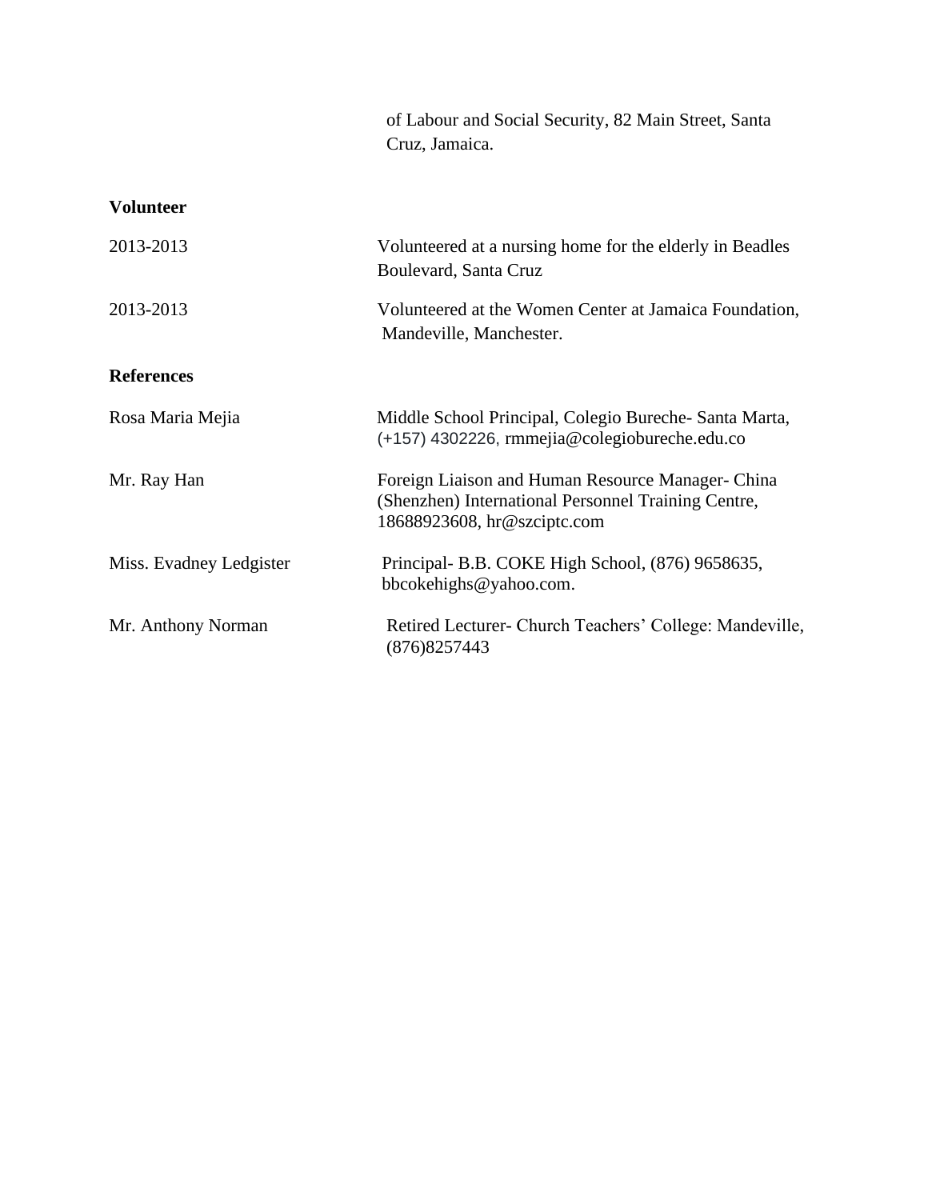of Labour and Social Security, 82 Main Street, Santa Cruz, Jamaica.

**Volunteer**

| | |
|---|---|
| 2013-2013 | Volunteered at a nursing home for the elderly in Beadles Boulevard, Santa Cruz |
| 2013-2013 | Volunteered at the Women Center at Jamaica Foundation, Mandeville, Manchester. |

**References**

| | |
|---|---|
| Rosa Maria Mejia | Middle School Principal, Colegio Bureche- Santa Marta, (+157) 4302226, rmmejia@colegiobureche.edu.co |
| Mr. Ray Han | Foreign Liaison and Human Resource Manager- China (Shenzhen) International Personnel Training Centre, 18688923608, hr@szciptc.com |
| Miss. Evadney Ledgister | Principal- B.B. COKE High School, (876) 9658635, bbcokehighs@yahoo.com. |
| Mr. Anthony Norman | Retired Lecturer- Church Teachers' College: Mandeville, (876)8257443 |